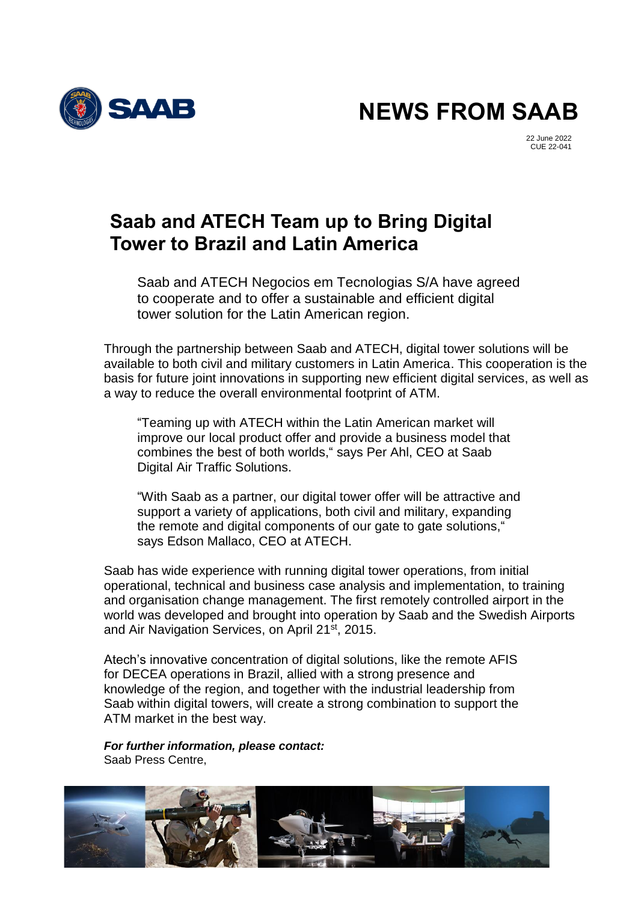# NEWS FROM SAAB

22 June 2022
CUE 22-041

## Saab and ATECH Team up to Bring Digital Tower to Brazil and Latin America

Saab and ATECH Negocios em Tecnologias S/A have agreed to cooperate and to offer a sustainable and efficient digital tower solution for the Latin American region.

Through the partnership between Saab and ATECH, digital tower solutions will be available to both civil and military customers in Latin America. This cooperation is the basis for future joint innovations in supporting new efficient digital services, as well as a way to reduce the overall environmental footprint of ATM.

"Teaming up with ATECH within the Latin American market will improve our local product offer and provide a business model that combines the best of both worlds," says Per Ahl, CEO at Saab Digital Air Traffic Solutions.

"With Saab as a partner, our digital tower offer will be attractive and support a variety of applications, both civil and military, expanding the remote and digital components of our gate to gate solutions," says Edson Mallaco, CEO at ATECH.

Saab has wide experience with running digital tower operations, from initial operational, technical and business case analysis and implementation, to training and organisation change management. The first remotely controlled airport in the world was developed and brought into operation by Saab and the Swedish Airports and Air Navigation Services, on April 21st, 2015.

Atech's innovative concentration of digital solutions, like the remote AFIS for DECEA operations in Brazil, allied with a strong presence and knowledge of the region, and together with the industrial leadership from Saab within digital towers, will create a strong combination to support the ATM market in the best way.

***For further information, please contact:***
Saab Press Centre,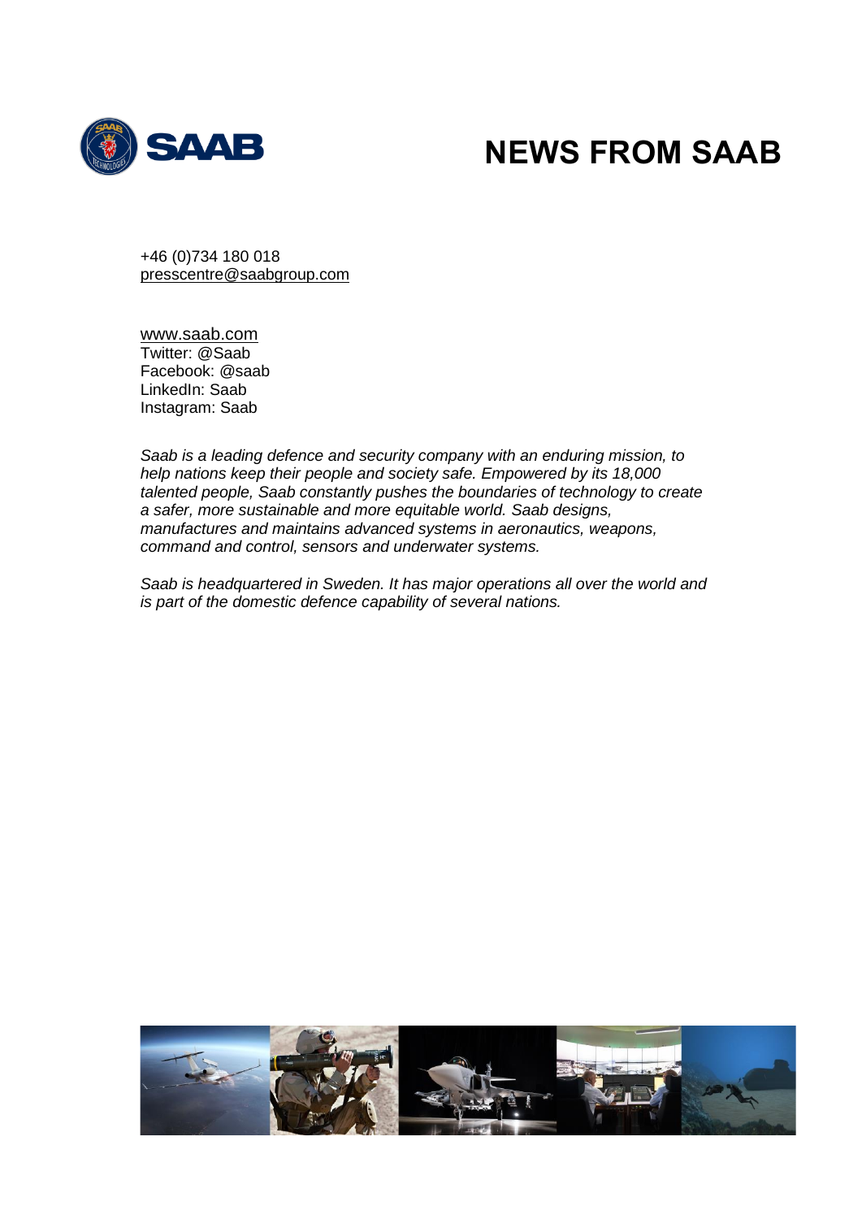# NEWS FROM SAAB

+46 (0)734 180 018
presscentre@saabgroup.com

www.saab.com
Twitter: @Saab
Facebook: @saab
LinkedIn: Saab
Instagram: Saab

*Saab is a leading defence and security company with an enduring mission, to help nations keep their people and society safe. Empowered by its 18,000 talented people, Saab constantly pushes the boundaries of technology to create a safer, more sustainable and more equitable world. Saab designs, manufactures and maintains advanced systems in aeronautics, weapons, command and control, sensors and underwater systems.*

*Saab is headquartered in Sweden. It has major operations all over the world and is part of the domestic defence capability of several nations.*